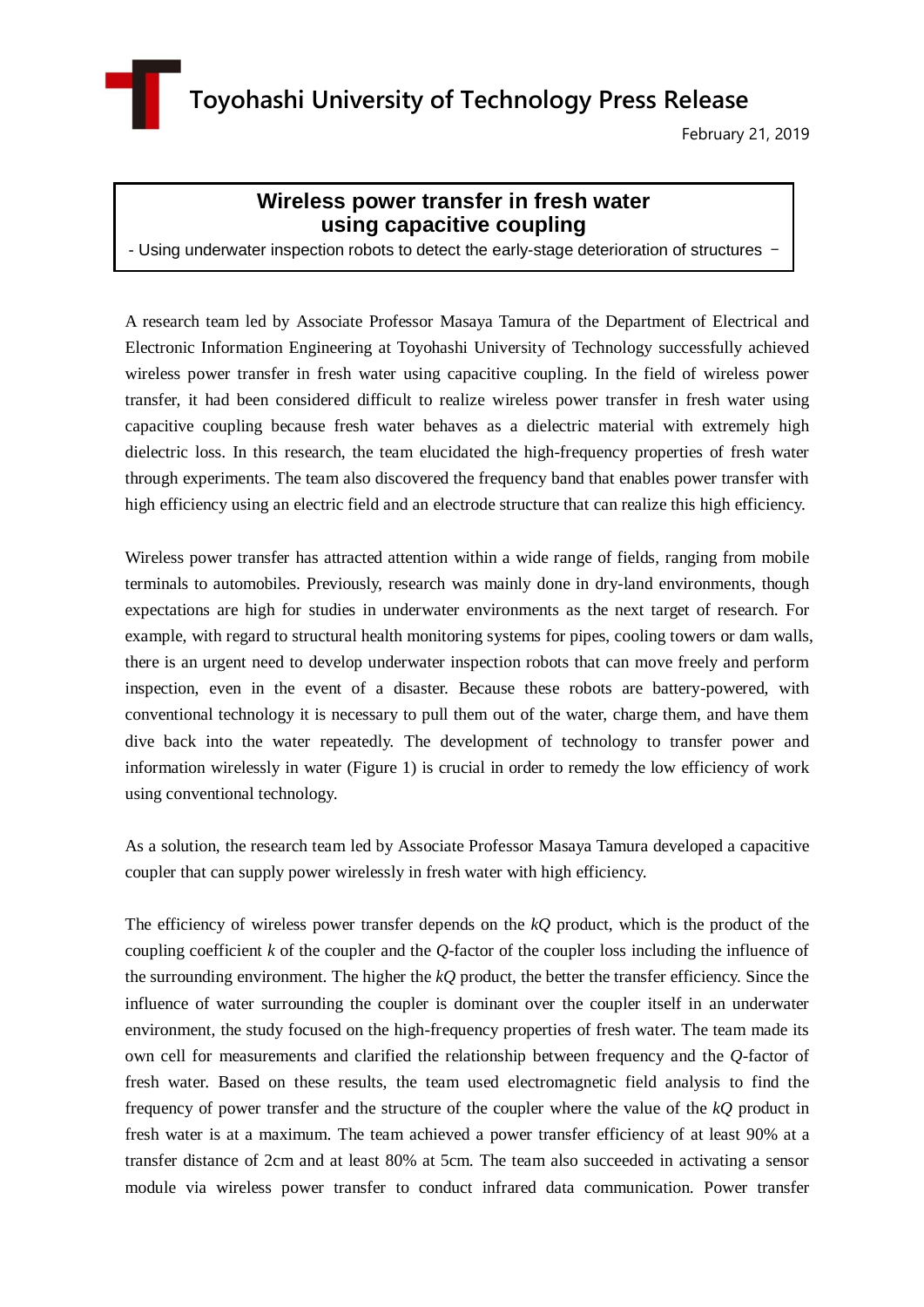Toyohashi University of Technology Press Release

February 21, 2019

# Wireless power transfer in fresh water using capacitive coupling

- Using underwater inspection robots to detect the early-stage deterioration of structures －

A research team led by Associate Professor Masaya Tamura of the Department of Electrical and Electronic Information Engineering at Toyohashi University of Technology successfully achieved wireless power transfer in fresh water using capacitive coupling. In the field of wireless power transfer, it had been considered difficult to realize wireless power transfer in fresh water using capacitive coupling because fresh water behaves as a dielectric material with extremely high dielectric loss. In this research, the team elucidated the high-frequency properties of fresh water through experiments. The team also discovered the frequency band that enables power transfer with high efficiency using an electric field and an electrode structure that can realize this high efficiency.

Wireless power transfer has attracted attention within a wide range of fields, ranging from mobile terminals to automobiles. Previously, research was mainly done in dry-land environments, though expectations are high for studies in underwater environments as the next target of research. For example, with regard to structural health monitoring systems for pipes, cooling towers or dam walls, there is an urgent need to develop underwater inspection robots that can move freely and perform inspection, even in the event of a disaster. Because these robots are battery-powered, with conventional technology it is necessary to pull them out of the water, charge them, and have them dive back into the water repeatedly. The development of technology to transfer power and information wirelessly in water (Figure 1) is crucial in order to remedy the low efficiency of work using conventional technology.

As a solution, the research team led by Associate Professor Masaya Tamura developed a capacitive coupler that can supply power wirelessly in fresh water with high efficiency.

The efficiency of wireless power transfer depends on the $kQ$ product, which is the product of the coupling coefficient $k$ of the coupler and the $Q$-factor of the coupler loss including the influence of the surrounding environment. The higher the $kQ$ product, the better the transfer efficiency. Since the influence of water surrounding the coupler is dominant over the coupler itself in an underwater environment, the study focused on the high-frequency properties of fresh water. The team made its own cell for measurements and clarified the relationship between frequency and the $Q$-factor of fresh water. Based on these results, the team used electromagnetic field analysis to find the frequency of power transfer and the structure of the coupler where the value of the $kQ$ product in fresh water is at a maximum. The team achieved a power transfer efficiency of at least 90% at a transfer distance of 2cm and at least 80% at 5cm. The team also succeeded in activating a sensor module via wireless power transfer to conduct infrared data communication. Power transfer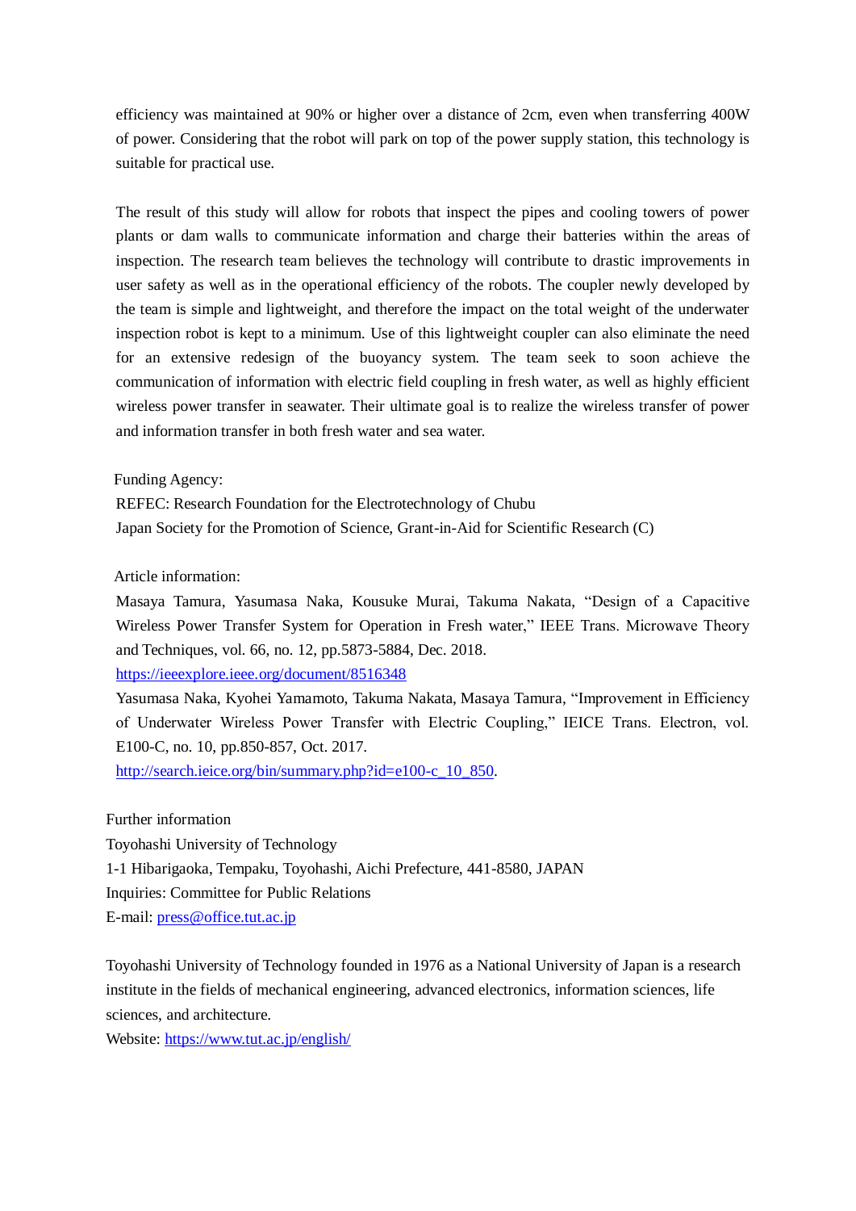efficiency was maintained at 90% or higher over a distance of 2cm, even when transferring 400W of power. Considering that the robot will park on top of the power supply station, this technology is suitable for practical use.

The result of this study will allow for robots that inspect the pipes and cooling towers of power plants or dam walls to communicate information and charge their batteries within the areas of inspection. The research team believes the technology will contribute to drastic improvements in user safety as well as in the operational efficiency of the robots. The coupler newly developed by the team is simple and lightweight, and therefore the impact on the total weight of the underwater inspection robot is kept to a minimum. Use of this lightweight coupler can also eliminate the need for an extensive redesign of the buoyancy system. The team seek to soon achieve the communication of information with electric field coupling in fresh water, as well as highly efficient wireless power transfer in seawater. Their ultimate goal is to realize the wireless transfer of power and information transfer in both fresh water and sea water.

Funding Agency:

REFEC: Research Foundation for the Electrotechnology of Chubu

Japan Society for the Promotion of Science, Grant-in-Aid for Scientific Research (C)

Article information:

Masaya Tamura, Yasumasa Naka, Kousuke Murai, Takuma Nakata, "Design of a Capacitive Wireless Power Transfer System for Operation in Fresh water," IEEE Trans. Microwave Theory and Techniques, vol. 66, no. 12, pp.5873-5884, Dec. 2018.

https://ieeexplore.ieee.org/document/8516348

Yasumasa Naka, Kyohei Yamamoto, Takuma Nakata, Masaya Tamura, "Improvement in Efficiency of Underwater Wireless Power Transfer with Electric Coupling," IEICE Trans. Electron, vol. E100-C, no. 10, pp.850-857, Oct. 2017.

http://search.ieice.org/bin/summary.php?id=e100-c_10_850.

Further information

Toyohashi University of Technology

1-1 Hibarigaoka, Tempaku, Toyohashi, Aichi Prefecture, 441-8580, JAPAN

Inquiries: Committee for Public Relations

E-mail: press@office.tut.ac.jp

Toyohashi University of Technology founded in 1976 as a National University of Japan is a research institute in the fields of mechanical engineering, advanced electronics, information sciences, life sciences, and architecture.

Website: https://www.tut.ac.jp/english/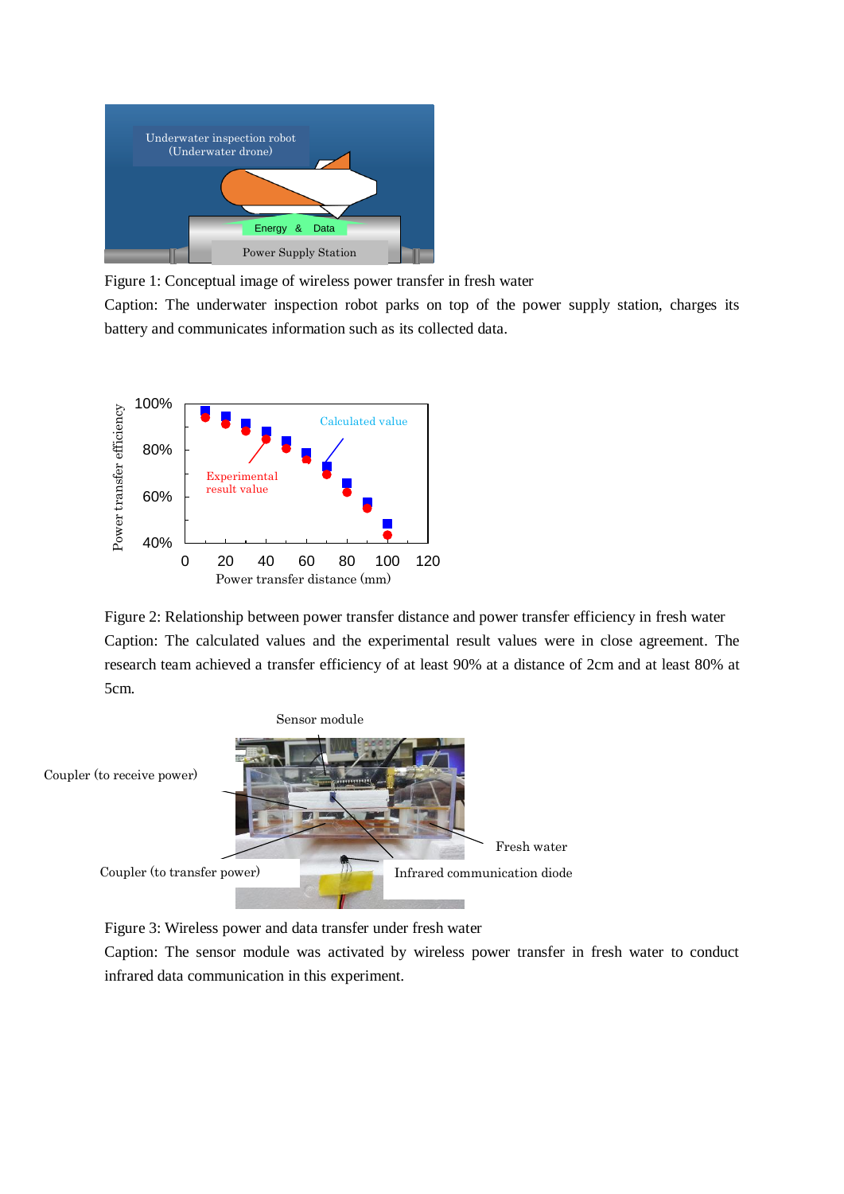Underwater inspection robot
(Underwater drone)

Energy & Data

Power Supply Station

Figure 1: Conceptual image of wireless power transfer in fresh water

Caption: The underwater inspection robot parks on top of the power supply station, charges its battery and communicates information such as its collected data.

Power transfer efficiency

100%
80%
60%
40%

0 20 40 60 80 100 120

Power transfer distance (mm)

Calculated value

Experimental result value

Figure 2: Relationship between power transfer distance and power transfer efficiency in fresh water

Caption: The calculated values and the experimental result values were in close agreement. The research team achieved a transfer efficiency of at least 90% at a distance of 2cm and at least 80% at 5cm.

Sensor module

Coupler (to receive power)

Fresh water

Coupler (to transfer power)

Infrared communication diode

Figure 3: Wireless power and data transfer under fresh water

Caption: The sensor module was activated by wireless power transfer in fresh water to conduct infrared data communication in this experiment.